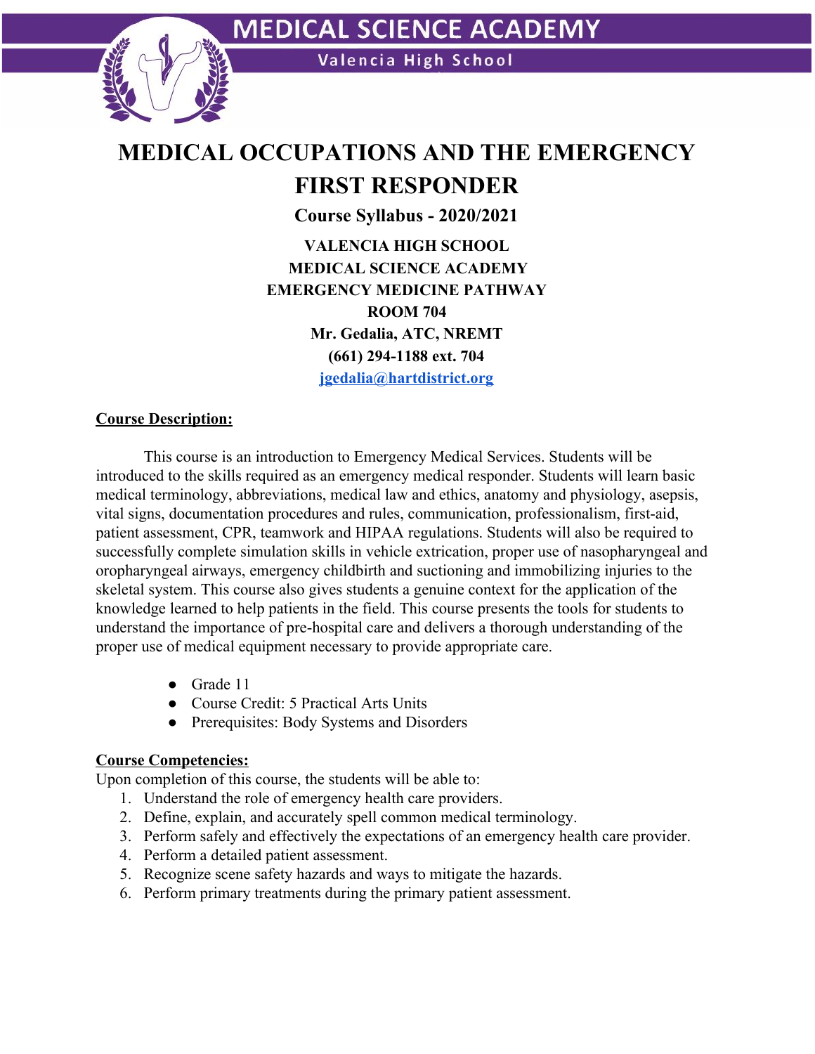# MEDICAL SCIENCE ACADEMY

Valencia High School

# MEDICAL OCCUPATIONS AND THE EMERGENCY FIRST RESPONDER

## Course Syllabus - 2020/2021

**VALENCIA HIGH SCHOOL**
**MEDICAL SCIENCE ACADEMY**
**EMERGENCY MEDICINE PATHWAY**
**ROOM 704**
**Mr. Gedalia, ATC, NREMT**
**(661) 294-1188 ext. 704**
**jgedalia@hartdistrict.org**

### Course Description:

This course is an introduction to Emergency Medical Services. Students will be introduced to the skills required as an emergency medical responder. Students will learn basic medical terminology, abbreviations, medical law and ethics, anatomy and physiology, asepsis, vital signs, documentation procedures and rules, communication, professionalism, first-aid, patient assessment, CPR, teamwork and HIPAA regulations. Students will also be required to successfully complete simulation skills in vehicle extrication, proper use of nasopharyngeal and oropharyngeal airways, emergency childbirth and suctioning and immobilizing injuries to the skeletal system. This course also gives students a genuine context for the application of the knowledge learned to help patients in the field. This course presents the tools for students to understand the importance of pre-hospital care and delivers a thorough understanding of the proper use of medical equipment necessary to provide appropriate care.

- Grade 11
- Course Credit: 5 Practical Arts Units
- Prerequisites: Body Systems and Disorders

### Course Competencies:

Upon completion of this course, the students will be able to:

1. Understand the role of emergency health care providers.
2. Define, explain, and accurately spell common medical terminology.
3. Perform safely and effectively the expectations of an emergency health care provider.
4. Perform a detailed patient assessment.
5. Recognize scene safety hazards and ways to mitigate the hazards.
6. Perform primary treatments during the primary patient assessment.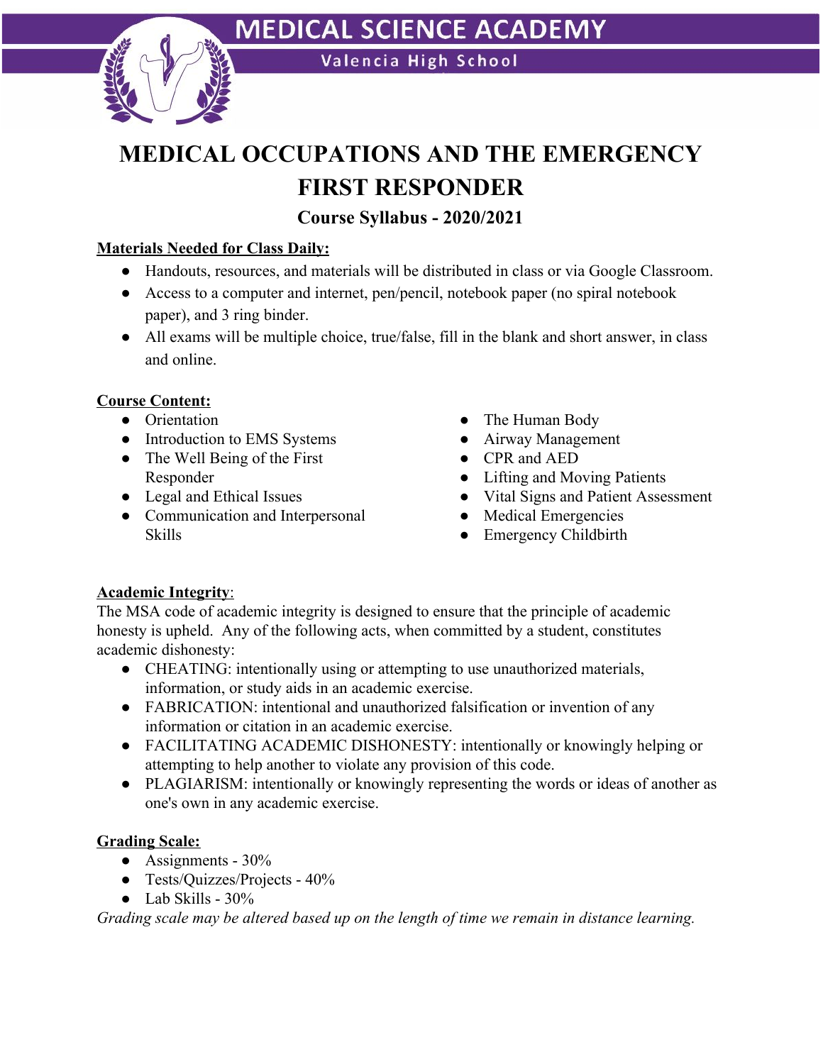# MEDICAL SCIENCE ACADEMY

Valencia High School

# MEDICAL OCCUPATIONS AND THE EMERGENCY FIRST RESPONDER

### Course Syllabus - 2020/2021

**Materials Needed for Class Daily:**

- Handouts, resources, and materials will be distributed in class or via Google Classroom.
- Access to a computer and internet, pen/pencil, notebook paper (no spiral notebook paper), and 3 ring binder.
- All exams will be multiple choice, true/false, fill in the blank and short answer, in class and online.

**Course Content:**

- Orientation
- Introduction to EMS Systems
- The Well Being of the First Responder
- Legal and Ethical Issues
- Communication and Interpersonal Skills
- The Human Body
- Airway Management
- CPR and AED
- Lifting and Moving Patients
- Vital Signs and Patient Assessment
- Medical Emergencies
- Emergency Childbirth

**Academic Integrity**:

The MSA code of academic integrity is designed to ensure that the principle of academic honesty is upheld. Any of the following acts, when committed by a student, constitutes academic dishonesty:

- CHEATING: intentionally using or attempting to use unauthorized materials, information, or study aids in an academic exercise.
- FABRICATION: intentional and unauthorized falsification or invention of any information or citation in an academic exercise.
- FACILITATING ACADEMIC DISHONESTY: intentionally or knowingly helping or attempting to help another to violate any provision of this code.
- PLAGIARISM: intentionally or knowingly representing the words or ideas of another as one's own in any academic exercise.

**Grading Scale:**

- Assignments - 30%
- Tests/Quizzes/Projects - 40%
- Lab Skills - 30%

*Grading scale may be altered based up on the length of time we remain in distance learning.*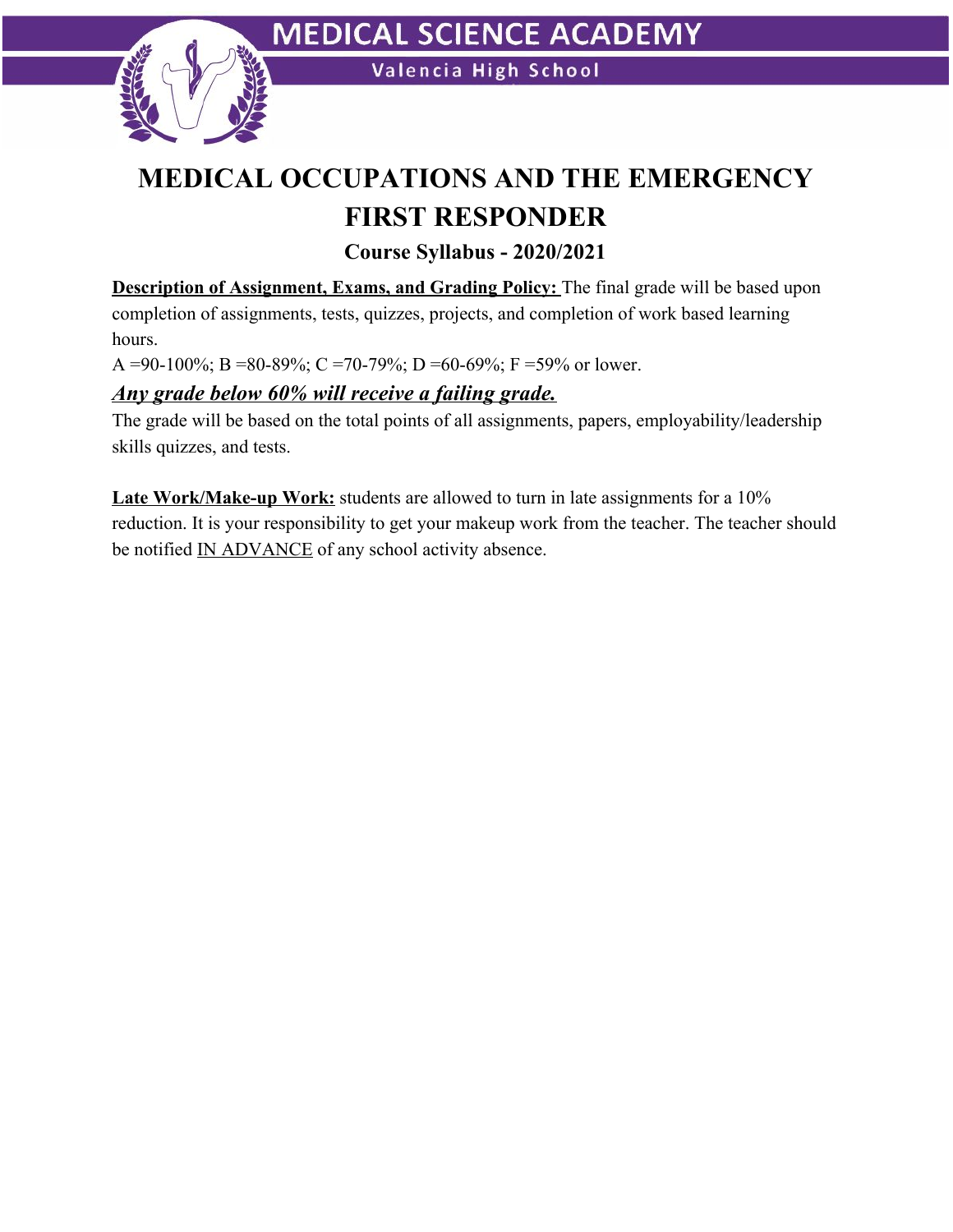# MEDICAL OCCUPATIONS AND THE EMERGENCY FIRST RESPONDER

## Course Syllabus - 2020/2021

**Description of Assignment, Exams, and Grading Policy:** The final grade will be based upon completion of assignments, tests, quizzes, projects, and completion of work based learning hours.

A =90-100%; B =80-89%; C =70-79%; D =60-69%; F =59% or lower.

***Any grade below 60% will receive a failing grade.***

The grade will be based on the total points of all assignments, papers, employability/leadership skills quizzes, and tests.

**Late Work/Make-up Work:** students are allowed to turn in late assignments for a 10% reduction. It is your responsibility to get your makeup work from the teacher. The teacher should be notified IN ADVANCE of any school activity absence.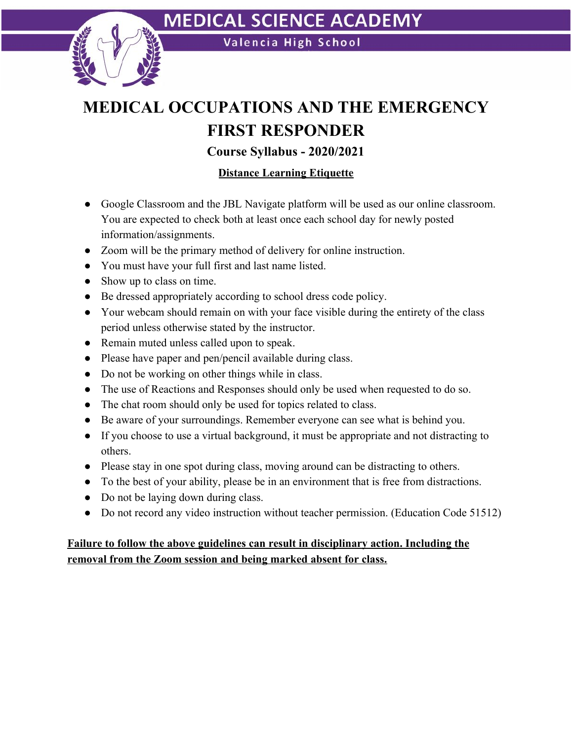MEDICAL SCIENCE ACADEMY

Valencia High School

# MEDICAL OCCUPATIONS AND THE EMERGENCY FIRST RESPONDER

## Course Syllabus - 2020/2021

### Distance Learning Etiquette

- Google Classroom and the JBL Navigate platform will be used as our online classroom. You are expected to check both at least once each school day for newly posted information/assignments.
- Zoom will be the primary method of delivery for online instruction.
- You must have your full first and last name listed.
- Show up to class on time.
- Be dressed appropriately according to school dress code policy.
- Your webcam should remain on with your face visible during the entirety of the class period unless otherwise stated by the instructor.
- Remain muted unless called upon to speak.
- Please have paper and pen/pencil available during class.
- Do not be working on other things while in class.
- The use of Reactions and Responses should only be used when requested to do so.
- The chat room should only be used for topics related to class.
- Be aware of your surroundings. Remember everyone can see what is behind you.
- If you choose to use a virtual background, it must be appropriate and not distracting to others.
- Please stay in one spot during class, moving around can be distracting to others.
- To the best of your ability, please be in an environment that is free from distractions.
- Do not be laying down during class.
- Do not record any video instruction without teacher permission. (Education Code 51512)

**Failure to follow the above guidelines can result in disciplinary action. Including the removal from the Zoom session and being marked absent for class.**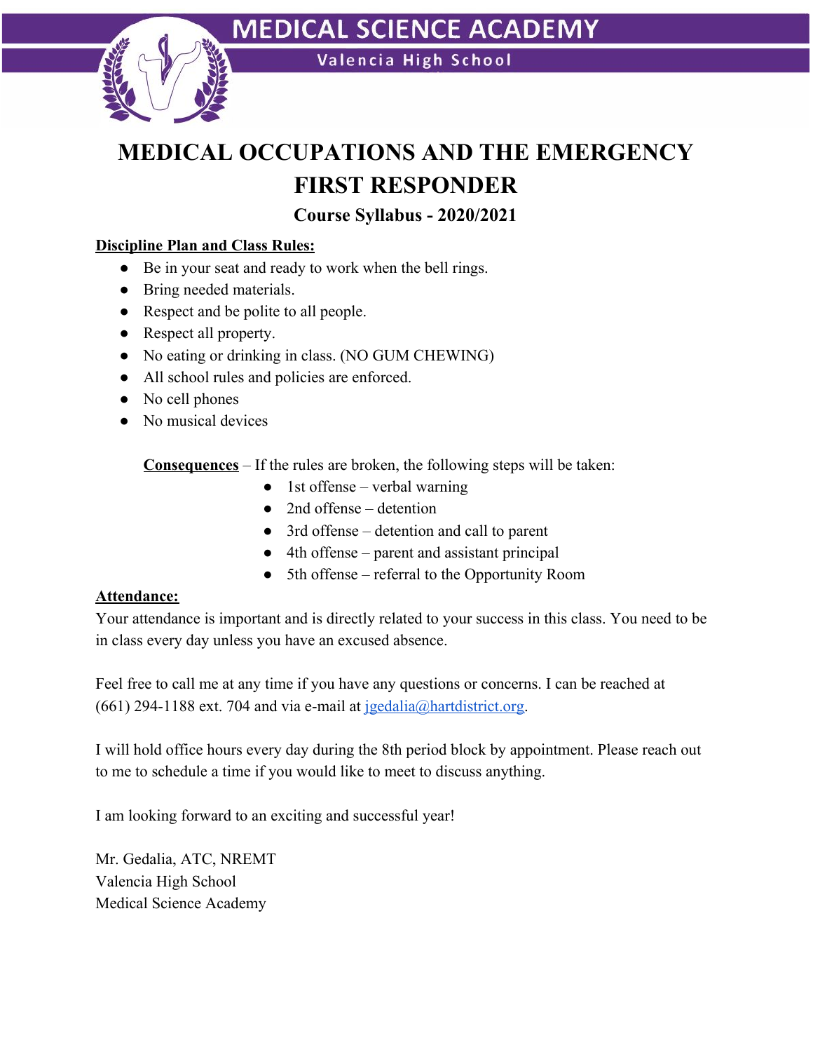MEDICAL SCIENCE ACADEMY

Valencia High School

# MEDICAL OCCUPATIONS AND THE EMERGENCY FIRST RESPONDER

## Course Syllabus - 2020/2021

**Discipline Plan and Class Rules:**

- Be in your seat and ready to work when the bell rings.
- Bring needed materials.
- Respect and be polite to all people.
- Respect all property.
- No eating or drinking in class. (NO GUM CHEWING)
- All school rules and policies are enforced.
- No cell phones
- No musical devices

**Consequences** – If the rules are broken, the following steps will be taken:

- 1st offense – verbal warning
- 2nd offense – detention
- 3rd offense – detention and call to parent
- 4th offense – parent and assistant principal
- 5th offense – referral to the Opportunity Room

**Attendance:**

Your attendance is important and is directly related to your success in this class. You need to be in class every day unless you have an excused absence.

Feel free to call me at any time if you have any questions or concerns. I can be reached at (661) 294-1188 ext. 704 and via e-mail at jgedalia@hartdistrict.org.

I will hold office hours every day during the 8th period block by appointment. Please reach out to me to schedule a time if you would like to meet to discuss anything.

I am looking forward to an exciting and successful year!

Mr. Gedalia, ATC, NREMT
Valencia High School
Medical Science Academy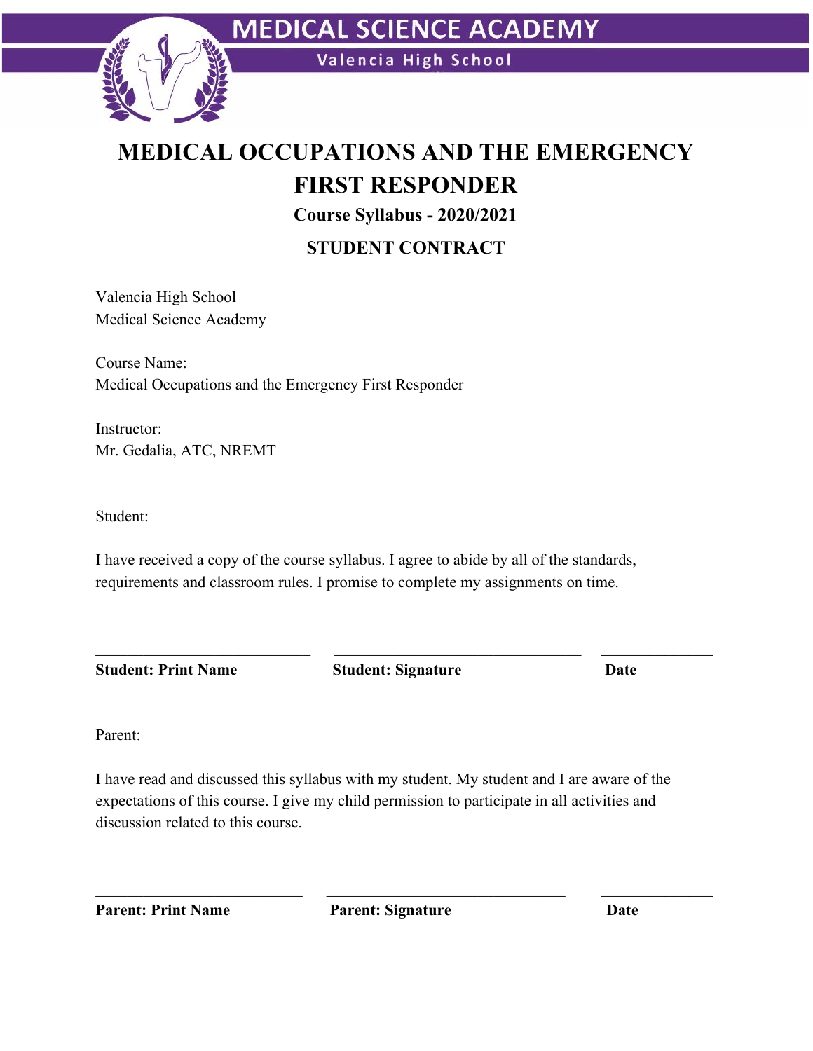# MEDICAL SCIENCE ACADEMY

Valencia High School

# MEDICAL OCCUPATIONS AND THE EMERGENCY FIRST RESPONDER

## Course Syllabus - 2020/2021

## STUDENT CONTRACT

Valencia High School
Medical Science Academy

Course Name:
Medical Occupations and the Emergency First Responder

Instructor:
Mr. Gedalia, ATC, NREMT

Student:

I have received a copy of the course syllabus. I agree to abide by all of the standards, requirements and classroom rules. I promise to complete my assignments on time.

\_\_\_\_\_\_\_\_\_\_\_\_\_\_\_\_\_\_\_\_\_\_\_\_ \_\_\_\_\_\_\_\_\_\_\_\_\_\_\_\_\_\_\_\_\_\_\_\_\_\_\_\_ \_\_\_\_\_\_\_\_\_\_\_\_

**Student: Print Name** **Student: Signature** **Date**

Parent:

I have read and discussed this syllabus with my student. My student and I are aware of the expectations of this course. I give my child permission to participate in all activities and discussion related to this course.

\_\_\_\_\_\_\_\_\_\_\_\_\_\_\_\_\_\_\_\_\_\_\_\_ \_\_\_\_\_\_\_\_\_\_\_\_\_\_\_\_\_\_\_\_\_\_\_\_\_\_\_\_ \_\_\_\_\_\_\_\_\_\_\_\_

**Parent: Print Name** **Parent: Signature** **Date**